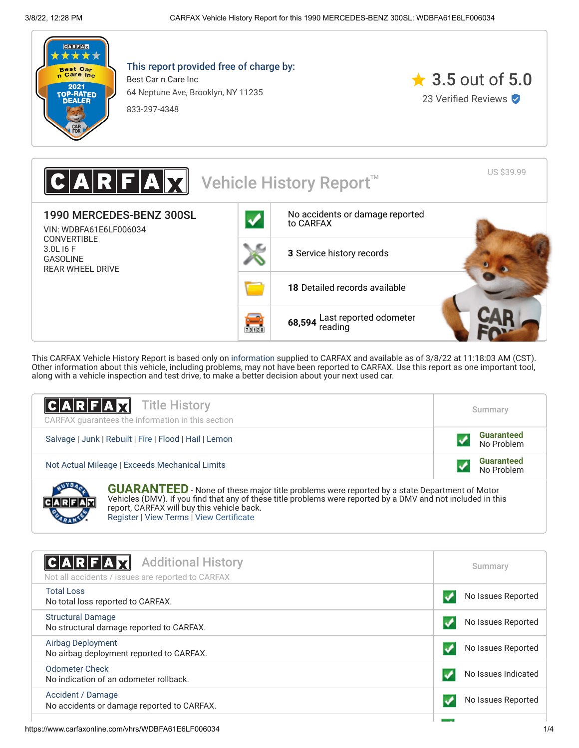**This report provided free of charge by:**

Best Car n Care Inc
64 Neptune Ave, Brooklyn, NY 11235
833-297-4348

3.5 out of 5.0
23 Verified Reviews

# CARFAX Vehicle History Report™

US $39.99

## 1990 MERCEDES-BENZ 300SL

VIN: WDBFA61E6LF006034
CONVERTIBLE
3.0L I6 F
GASOLINE
REAR WHEEL DRIVE

- No accidents or damage reported to CARFAX
- **3** Service history records
- **18** Detailed records available
- **68,594** Last reported odometer reading

This CARFAX Vehicle History Report is based only on information supplied to CARFAX and available as of 3/8/22 at 11:18:03 AM (CST). Other information about this vehicle, including problems, may not have been reported to CARFAX. Use this report as one important tool, along with a vehicle inspection and test drive, to make a better decision about your next used car.

## Title History

CARFAX guarantees the information in this section

| Title History | Summary |
| --- | --- |
| Salvage \| Junk \| Rebuilt \| Fire \| Flood \| Hail \| Lemon | Guaranteed No Problem |
| Not Actual Mileage \| Exceeds Mechanical Limits | Guaranteed No Problem |

**GUARANTEED** - None of these major title problems were reported by a state Department of Motor Vehicles (DMV). If you find that any of these title problems were reported by a DMV and not included in this report, CARFAX will buy this vehicle back.
Register | View Terms | View Certificate

## Additional History

Not all accidents / issues are reported to CARFAX

| Additional History | Summary |
| --- | --- |
| Total Loss<br>No total loss reported to CARFAX. | No Issues Reported |
| Structural Damage<br>No structural damage reported to CARFAX. | No Issues Reported |
| Airbag Deployment<br>No airbag deployment reported to CARFAX. | No Issues Reported |
| Odometer Check<br>No indication of an odometer rollback. | No Issues Indicated |
| Accident / Damage<br>No accidents or damage reported to CARFAX. | No Issues Reported |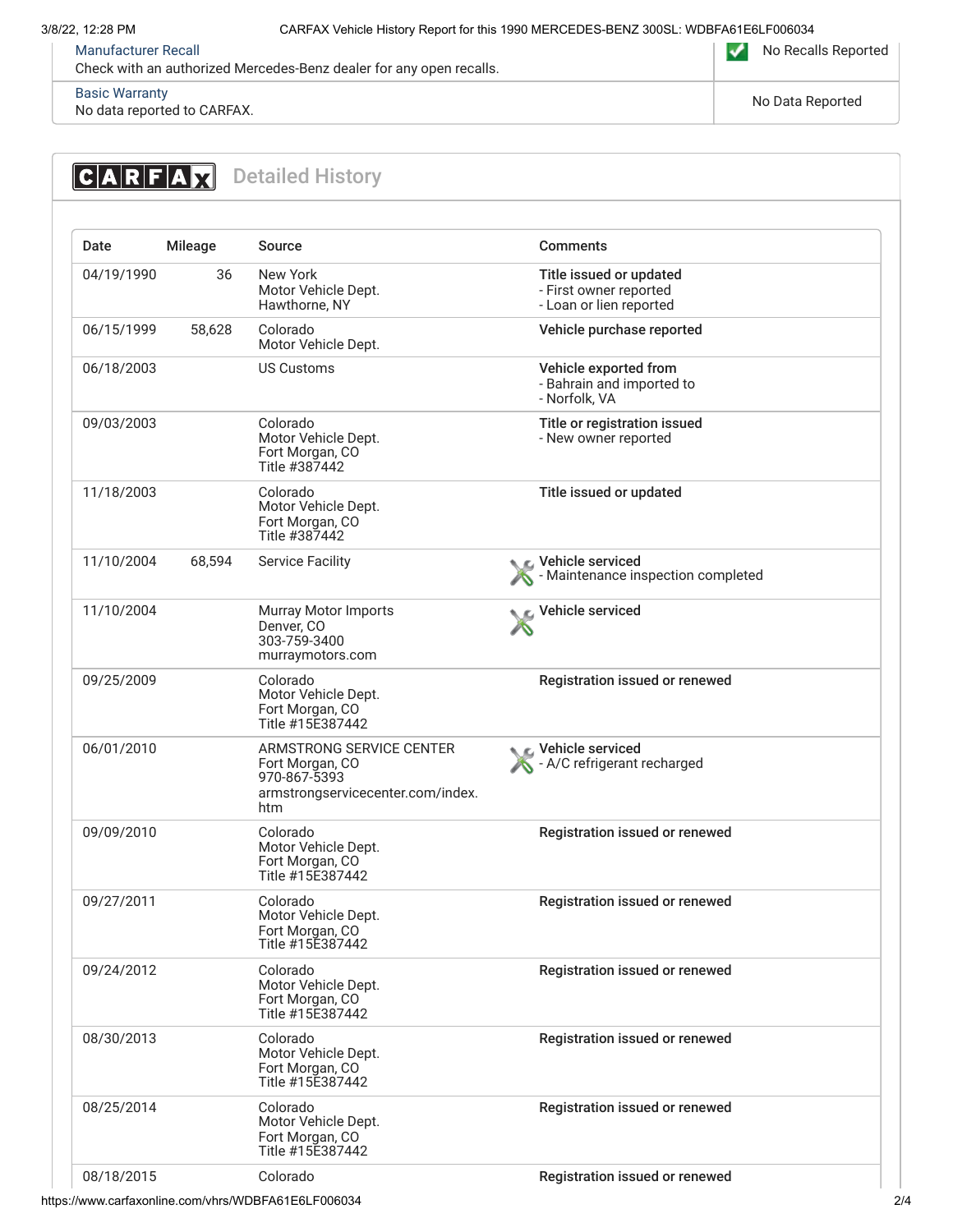| Manufacturer Recall<br>Check with an authorized Mercedes-Benz dealer for any open recalls. | No Recalls Reported |
|---|---|
| Basic Warranty<br>No data reported to CARFAX. | No Data Reported |

## Detailed History

| Date | Mileage | Source | Comments |
|---|---|---|---|
| 04/19/1990 | 36 | New York<br>Motor Vehicle Dept.<br>Hawthorne, NY | **Title issued or updated**<br>- First owner reported<br>- Loan or lien reported |
| 06/15/1999 | 58,628 | Colorado<br>Motor Vehicle Dept. | **Vehicle purchase reported** |
| 06/18/2003 | | US Customs | **Vehicle exported from**<br>- Bahrain and imported to<br>- Norfolk, VA |
| 09/03/2003 | | Colorado<br>Motor Vehicle Dept.<br>Fort Morgan, CO<br>Title #387442 | **Title or registration issued**<br>- New owner reported |
| 11/18/2003 | | Colorado<br>Motor Vehicle Dept.<br>Fort Morgan, CO<br>Title #387442 | **Title issued or updated** |
| 11/10/2004 | 68,594 | Service Facility | **Vehicle serviced**<br>- Maintenance inspection completed |
| 11/10/2004 | | Murray Motor Imports<br>Denver, CO<br>303-759-3400<br>murraymotors.com | **Vehicle serviced** |
| 09/25/2009 | | Colorado<br>Motor Vehicle Dept.<br>Fort Morgan, CO<br>Title #15E387442 | **Registration issued or renewed** |
| 06/01/2010 | | ARMSTRONG SERVICE CENTER<br>Fort Morgan, CO<br>970-867-5393<br>armstrongservicecenter.com/index.htm | **Vehicle serviced**<br>- A/C refrigerant recharged |
| 09/09/2010 | | Colorado<br>Motor Vehicle Dept.<br>Fort Morgan, CO<br>Title #15E387442 | **Registration issued or renewed** |
| 09/27/2011 | | Colorado<br>Motor Vehicle Dept.<br>Fort Morgan, CO<br>Title #15E387442 | **Registration issued or renewed** |
| 09/24/2012 | | Colorado<br>Motor Vehicle Dept.<br>Fort Morgan, CO<br>Title #15E387442 | **Registration issued or renewed** |
| 08/30/2013 | | Colorado<br>Motor Vehicle Dept.<br>Fort Morgan, CO<br>Title #15E387442 | **Registration issued or renewed** |
| 08/25/2014 | | Colorado<br>Motor Vehicle Dept.<br>Fort Morgan, CO<br>Title #15E387442 | **Registration issued or renewed** |
| 08/18/2015 | | Colorado | **Registration issued or renewed** |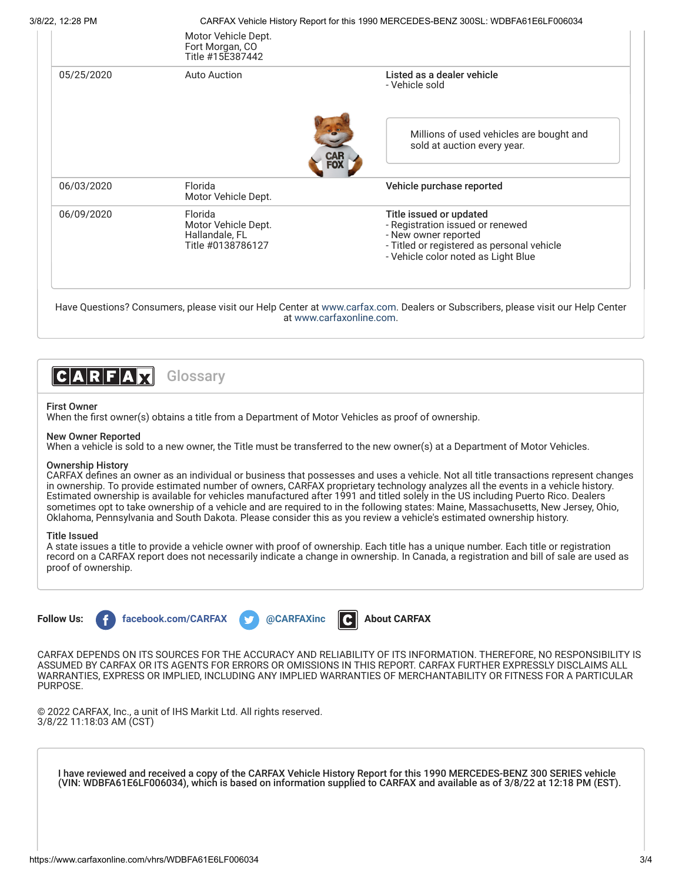| | | |
|---|---|---|
| | Motor Vehicle Dept.<br>Fort Morgan, CO<br>Title #15E387442 | |
| 05/25/2020 | Auto Auction | **Listed as a dealer vehicle**<br>- Vehicle sold<br><br>Millions of used vehicles are bought and sold at auction every year. |
| 06/03/2020 | Florida<br>Motor Vehicle Dept. | **Vehicle purchase reported** |
| 06/09/2020 | Florida<br>Motor Vehicle Dept.<br>Hallandale, FL<br>Title #0138786127 | **Title issued or updated**<br>- Registration issued or renewed<br>- New owner reported<br>- Titled or registered as personal vehicle<br>- Vehicle color noted as Light Blue |

Have Questions? Consumers, please visit our Help Center at www.carfax.com. Dealers or Subscribers, please visit our Help Center at www.carfaxonline.com.

## CARFAX Glossary

**First Owner**
When the first owner(s) obtains a title from a Department of Motor Vehicles as proof of ownership.

**New Owner Reported**
When a vehicle is sold to a new owner, the Title must be transferred to the new owner(s) at a Department of Motor Vehicles.

**Ownership History**
CARFAX defines an owner as an individual or business that possesses and uses a vehicle. Not all title transactions represent changes in ownership. To provide estimated number of owners, CARFAX proprietary technology analyzes all the events in a vehicle history. Estimated ownership is available for vehicles manufactured after 1991 and titled solely in the US including Puerto Rico. Dealers sometimes opt to take ownership of a vehicle and are required to in the following states: Maine, Massachusetts, New Jersey, Ohio, Oklahoma, Pennsylvania and South Dakota. Please consider this as you review a vehicle's estimated ownership history.

**Title Issued**
A state issues a title to provide a vehicle owner with proof of ownership. Each title has a unique number. Each title or registration record on a CARFAX report does not necessarily indicate a change in ownership. In Canada, a registration and bill of sale are used as proof of ownership.

**Follow Us:** facebook.com/CARFAX @CARFAXinc About CARFAX

CARFAX DEPENDS ON ITS SOURCES FOR THE ACCURACY AND RELIABILITY OF ITS INFORMATION. THEREFORE, NO RESPONSIBILITY IS ASSUMED BY CARFAX OR ITS AGENTS FOR ERRORS OR OMISSIONS IN THIS REPORT. CARFAX FURTHER EXPRESSLY DISCLAIMS ALL WARRANTIES, EXPRESS OR IMPLIED, INCLUDING ANY IMPLIED WARRANTIES OF MERCHANTABILITY OR FITNESS FOR A PARTICULAR PURPOSE.

© 2022 CARFAX, Inc., a unit of IHS Markit Ltd. All rights reserved.
3/8/22 11:18:03 AM (CST)

I have reviewed and received a copy of the CARFAX Vehicle History Report for this 1990 MERCEDES-BENZ 300 SERIES vehicle (VIN: WDBFA61E6LF006034), which is based on information supplied to CARFAX and available as of 3/8/22 at 12:18 PM (EST).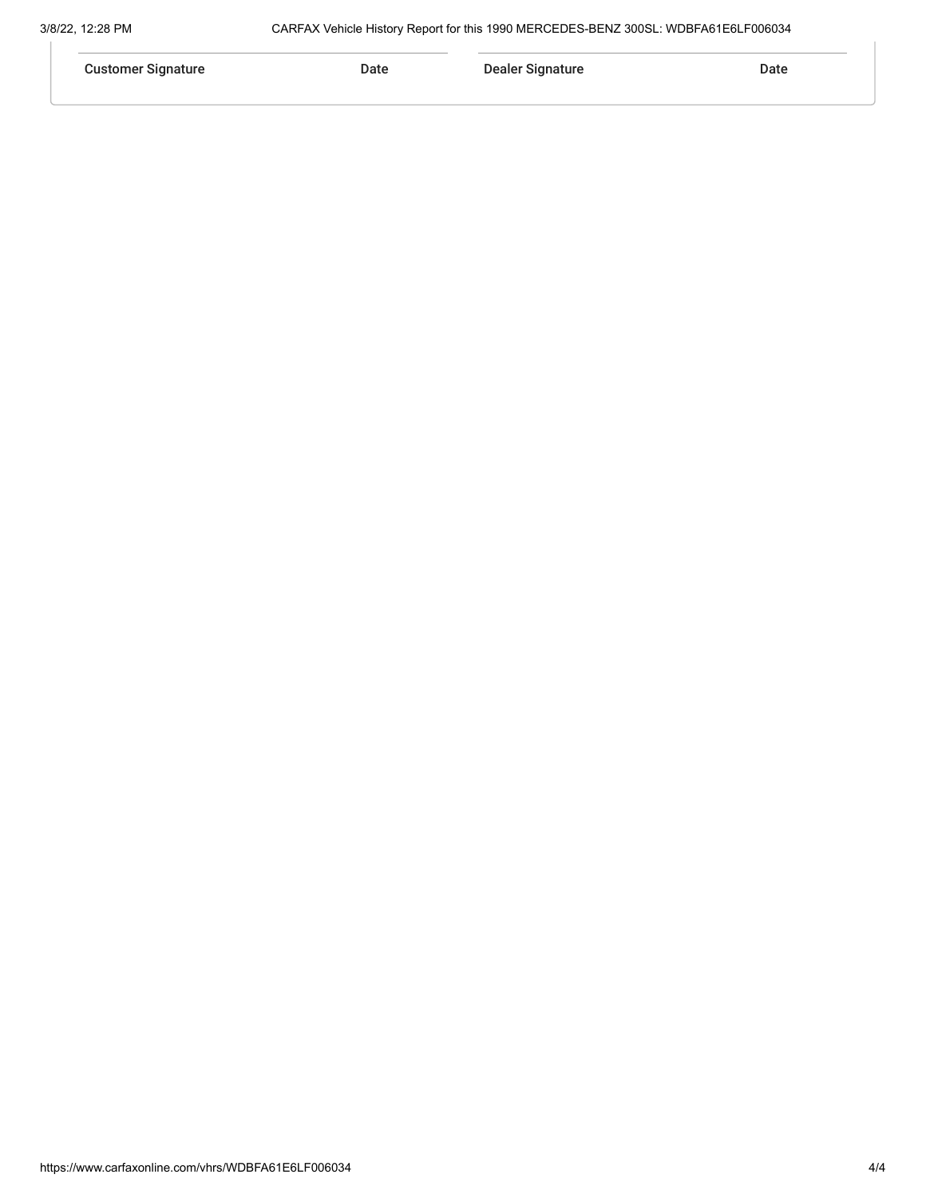| | | | |
|---|---|---|---|
| Customer Signature | Date | Dealer Signature | Date |